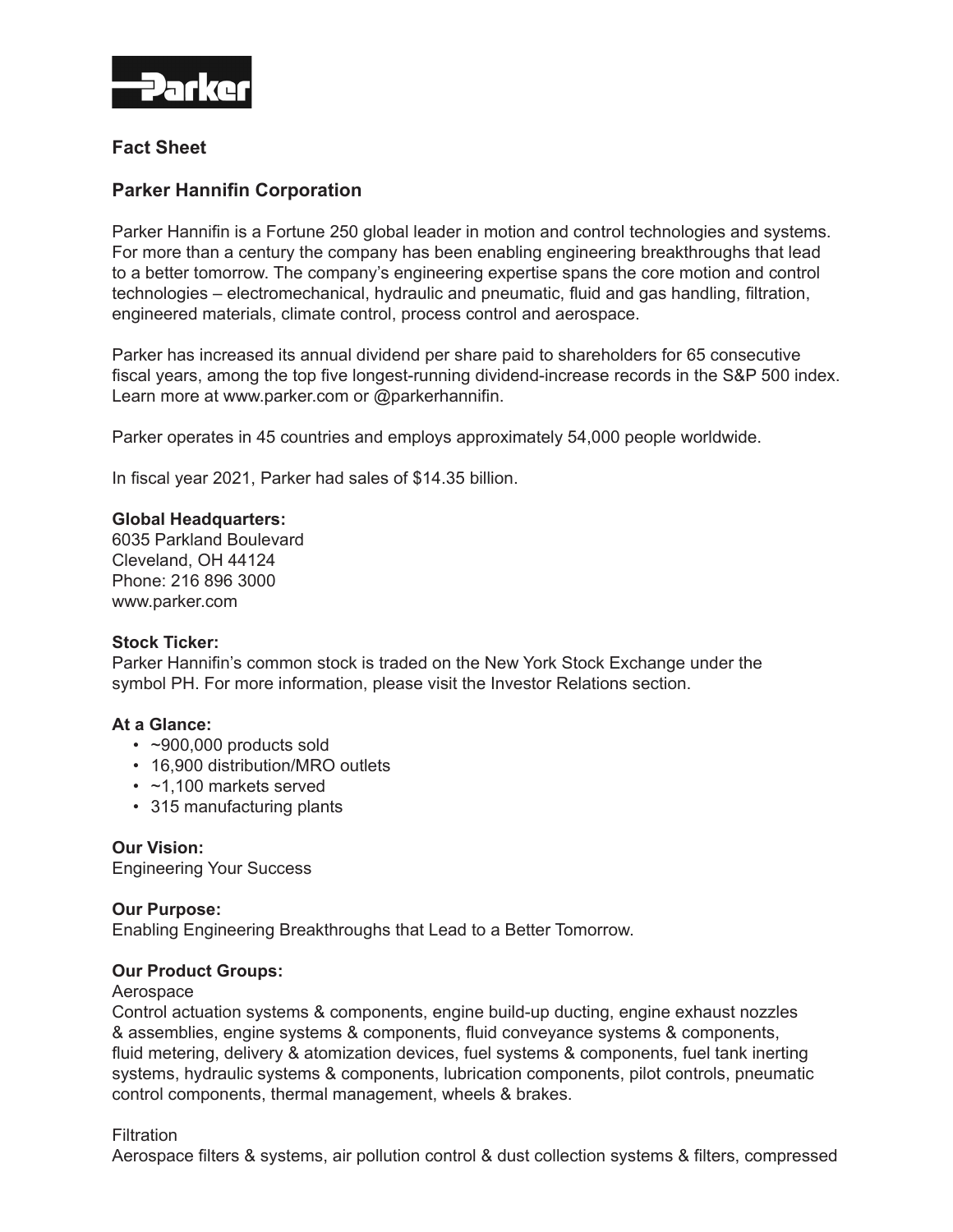## Fact Sheet

# Parker Hannifin Corporation

Parker Hannifin is a Fortune 250 global leader in motion and control technologies and systems. For more than a century the company has been enabling engineering breakthroughs that lead to a better tomorrow. The company's engineering expertise spans the core motion and control technologies – electromechanical, hydraulic and pneumatic, fluid and gas handling, filtration, engineered materials, climate control, process control and aerospace.

Parker has increased its annual dividend per share paid to shareholders for 65 consecutive fiscal years, among the top five longest-running dividend-increase records in the S&P 500 index. Learn more at www.parker.com or @parkerhannifin.

Parker operates in 45 countries and employs approximately 54,000 people worldwide.

In fiscal year 2021, Parker had sales of $14.35 billion.

**Global Headquarters:**
6035 Parkland Boulevard
Cleveland, OH 44124
Phone: 216 896 3000
www.parker.com

**Stock Ticker:**
Parker Hannifin's common stock is traded on the New York Stock Exchange under the symbol PH. For more information, please visit the Investor Relations section.

**At a Glance:**

- ~900,000 products sold
- 16,900 distribution/MRO outlets
- ~1,100 markets served
- 315 manufacturing plants

**Our Vision:**
Engineering Your Success

**Our Purpose:**
Enabling Engineering Breakthroughs that Lead to a Better Tomorrow.

**Our Product Groups:**

Aerospace
Control actuation systems & components, engine build-up ducting, engine exhaust nozzles & assemblies, engine systems & components, fluid conveyance systems & components, fluid metering, delivery & atomization devices, fuel systems & components, fuel tank inerting systems, hydraulic systems & components, lubrication components, pilot controls, pneumatic control components, thermal management, wheels & brakes.

Filtration
Aerospace filters & systems, air pollution control & dust collection systems & filters, compressed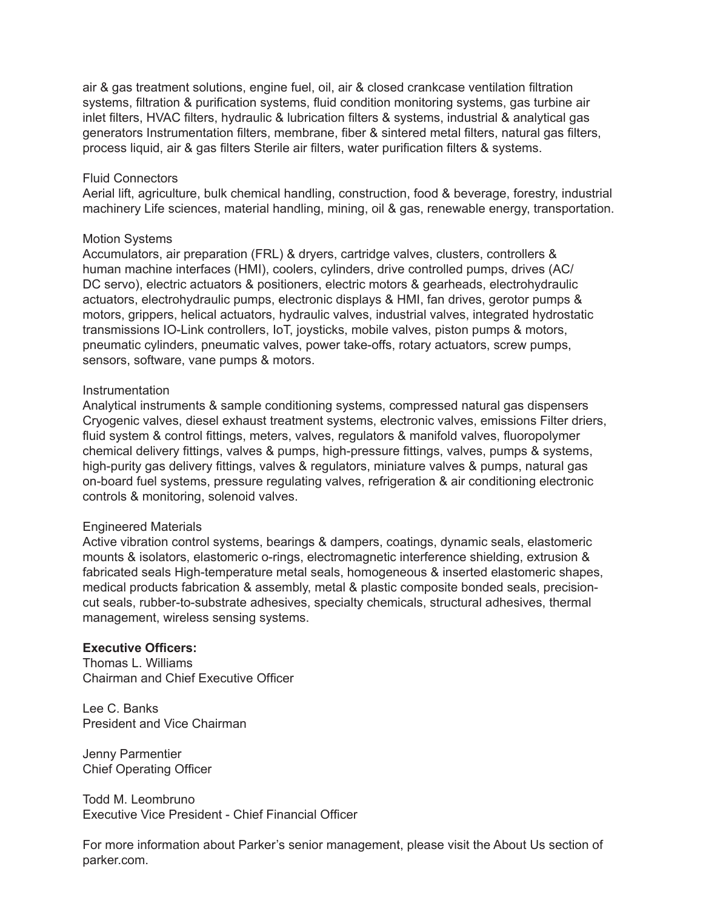air & gas treatment solutions, engine fuel, oil, air & closed crankcase ventilation filtration systems, filtration & purification systems, fluid condition monitoring systems, gas turbine air inlet filters, HVAC filters, hydraulic & lubrication filters & systems, industrial & analytical gas generators Instrumentation filters, membrane, fiber & sintered metal filters, natural gas filters, process liquid, air & gas filters Sterile air filters, water purification filters & systems.

Fluid Connectors
Aerial lift, agriculture, bulk chemical handling, construction, food & beverage, forestry, industrial machinery Life sciences, material handling, mining, oil & gas, renewable energy, transportation.

Motion Systems
Accumulators, air preparation (FRL) & dryers, cartridge valves, clusters, controllers & human machine interfaces (HMI), coolers, cylinders, drive controlled pumps, drives (AC/DC servo), electric actuators & positioners, electric motors & gearheads, electrohydraulic actuators, electrohydraulic pumps, electronic displays & HMI, fan drives, gerotor pumps & motors, grippers, helical actuators, hydraulic valves, industrial valves, integrated hydrostatic transmissions IO-Link controllers, IoT, joysticks, mobile valves, piston pumps & motors, pneumatic cylinders, pneumatic valves, power take-offs, rotary actuators, screw pumps, sensors, software, vane pumps & motors.

Instrumentation
Analytical instruments & sample conditioning systems, compressed natural gas dispensers Cryogenic valves, diesel exhaust treatment systems, electronic valves, emissions Filter driers, fluid system & control fittings, meters, valves, regulators & manifold valves, fluoropolymer chemical delivery fittings, valves & pumps, high-pressure fittings, valves, pumps & systems, high-purity gas delivery fittings, valves & regulators, miniature valves & pumps, natural gas on-board fuel systems, pressure regulating valves, refrigeration & air conditioning electronic controls & monitoring, solenoid valves.

Engineered Materials
Active vibration control systems, bearings & dampers, coatings, dynamic seals, elastomeric mounts & isolators, elastomeric o-rings, electromagnetic interference shielding, extrusion & fabricated seals High-temperature metal seals, homogeneous & inserted elastomeric shapes, medical products fabrication & assembly, metal & plastic composite bonded seals, precision-cut seals, rubber-to-substrate adhesives, specialty chemicals, structural adhesives, thermal management, wireless sensing systems.

**Executive Officers:**
Thomas L. Williams
Chairman and Chief Executive Officer

Lee C. Banks
President and Vice Chairman

Jenny Parmentier
Chief Operating Officer

Todd M. Leombruno
Executive Vice President - Chief Financial Officer

For more information about Parker's senior management, please visit the About Us section of parker.com.